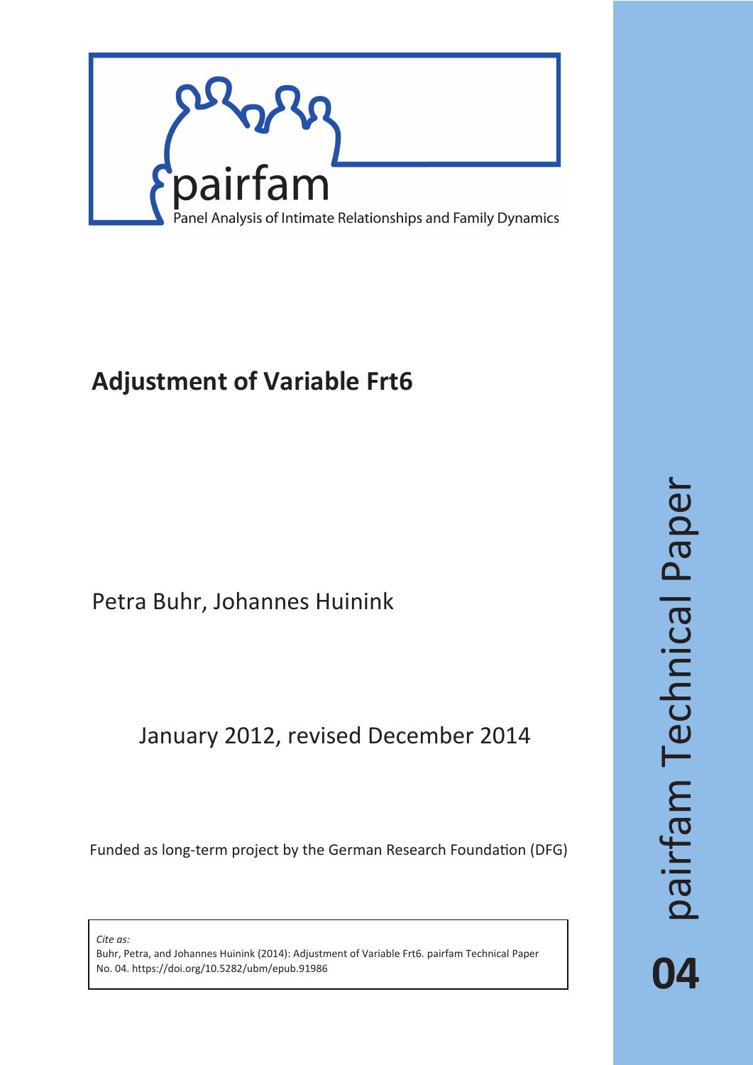pairfam

Panel Analysis of Intimate Relationships and Family Dynamics

# Adjustment of Variable Frt6

Petra Buhr, Johannes Huinink

January 2012, revised December 2014

Funded as long-term project by the German Research Foundation (DFG)

*Cite as:*
Buhr, Petra, and Johannes Huinink (2014): Adjustment of Variable Frt6. pairfam Technical Paper No. 04. https://doi.org/10.5282/ubm/epub.91986

pairfam Technical Paper

04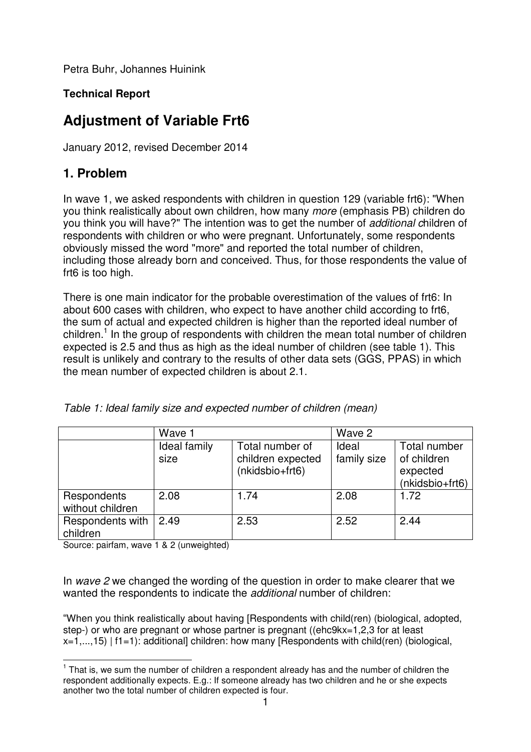Petra Buhr, Johannes Huinink

**Technical Report**

# Adjustment of Variable Frt6

January 2012, revised December 2014

## 1. Problem

In wave 1, we asked respondents with children in question 129 (variable frt6): "When you think realistically about own children, how many *more* (emphasis PB) children do you think you will have?" The intention was to get the number of *additional c*hildren of respondents with children or who were pregnant. Unfortunately, some respondents obviously missed the word "more" and reported the total number of children, including those already born and conceived. Thus, for those respondents the value of frt6 is too high.

There is one main indicator for the probable overestimation of the values of frt6: In about 600 cases with children, who expect to have another child according to frt6, the sum of actual and expected children is higher than the reported ideal number of children.[1] In the group of respondents with children the mean total number of children expected is 2.5 and thus as high as the ideal number of children (see table 1). This result is unlikely and contrary to the results of other data sets (GGS, PPAS) in which the mean number of expected children is about 2.1.

*Table 1: Ideal family size and expected number of children (mean)*

| | Wave 1 | | Wave 2 | |
|---|---|---|---|---|
| | Ideal family size | Total number of children expected (nkidsbio+frt6) | Ideal family size | Total number of children expected (nkidsbio+frt6) |
| Respondents without children | 2.08 | 1.74 | 2.08 | 1.72 |
| Respondents with children | 2.49 | 2.53 | 2.52 | 2.44 |

Source: pairfam, wave 1 & 2 (unweighted)

In *wave 2* we changed the wording of the question in order to make clearer that we wanted the respondents to indicate the *additional* number of children:

"When you think realistically about having [Respondents with child(ren) (biological, adopted, step-) or who are pregnant or whose partner is pregnant ((ehc9kx=1,2,3 for at least x=1,...,15) | f1=1): additional] children: how many [Respondents with child(ren) (biological,

[1] That is, we sum the number of children a respondent already has and the number of children the respondent additionally expects. E.g.: If someone already has two children and he or she expects another two the total number of children expected is four.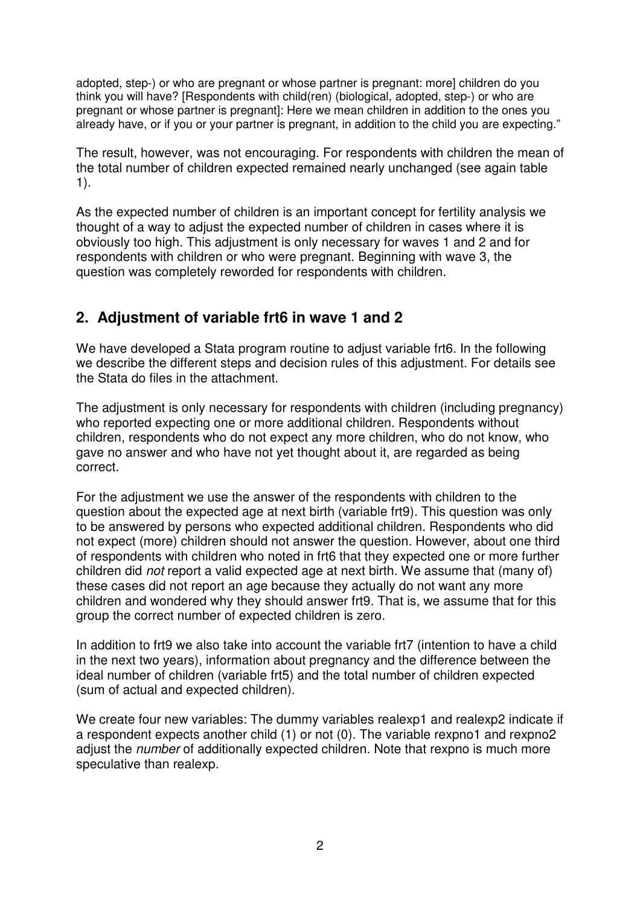adopted, step-) or who are pregnant or whose partner is pregnant: more] children do you think you will have? [Respondents with child(ren) (biological, adopted, step-) or who are pregnant or whose partner is pregnant]: Here we mean children in addition to the ones you already have, or if you or your partner is pregnant, in addition to the child you are expecting."

The result, however, was not encouraging. For respondents with children the mean of the total number of children expected remained nearly unchanged (see again table 1).

As the expected number of children is an important concept for fertility analysis we thought of a way to adjust the expected number of children in cases where it is obviously too high. This adjustment is only necessary for waves 1 and 2 and for respondents with children or who were pregnant. Beginning with wave 3, the question was completely reworded for respondents with children.

## 2. Adjustment of variable frt6 in wave 1 and 2

We have developed a Stata program routine to adjust variable frt6. In the following we describe the different steps and decision rules of this adjustment. For details see the Stata do files in the attachment.

The adjustment is only necessary for respondents with children (including pregnancy) who reported expecting one or more additional children. Respondents without children, respondents who do not expect any more children, who do not know, who gave no answer and who have not yet thought about it, are regarded as being correct.

For the adjustment we use the answer of the respondents with children to the question about the expected age at next birth (variable frt9). This question was only to be answered by persons who expected additional children. Respondents who did not expect (more) children should not answer the question. However, about one third of respondents with children who noted in frt6 that they expected one or more further children did *not* report a valid expected age at next birth. We assume that (many of) these cases did not report an age because they actually do not want any more children and wondered why they should answer frt9. That is, we assume that for this group the correct number of expected children is zero.

In addition to frt9 we also take into account the variable frt7 (intention to have a child in the next two years), information about pregnancy and the difference between the ideal number of children (variable frt5) and the total number of children expected (sum of actual and expected children).

We create four new variables: The dummy variables realexp1 and realexp2 indicate if a respondent expects another child (1) or not (0). The variable rexpno1 and rexpno2 adjust the *number* of additionally expected children. Note that rexpno is much more speculative than realexp.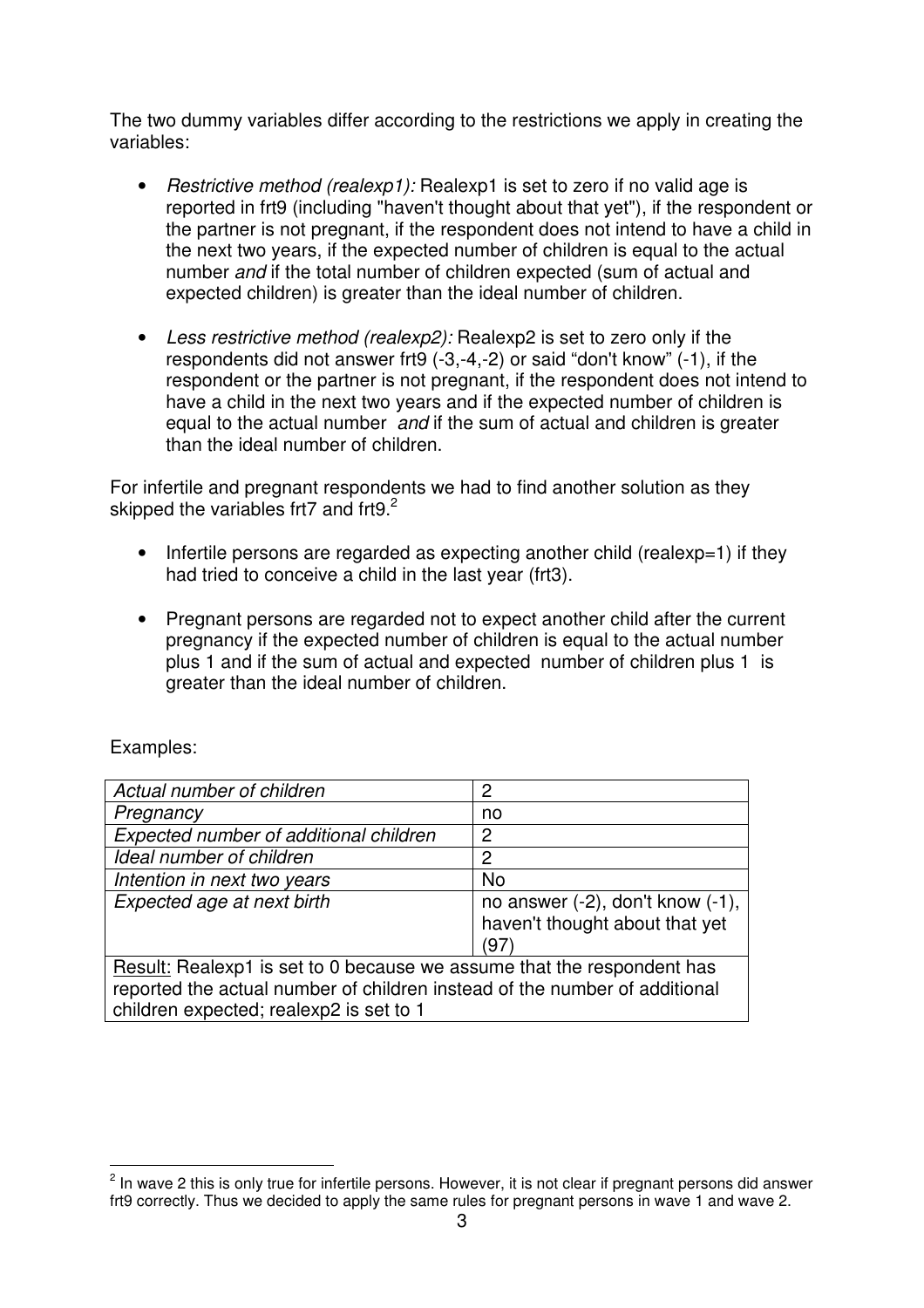The two dummy variables differ according to the restrictions we apply in creating the variables:

- *Restrictive method (realexp1):* Realexp1 is set to zero if no valid age is reported in frt9 (including "haven't thought about that yet"), if the respondent or the partner is not pregnant, if the respondent does not intend to have a child in the next two years, if the expected number of children is equal to the actual number *and* if the total number of children expected (sum of actual and expected children) is greater than the ideal number of children.

- *Less restrictive method (realexp2):* Realexp2 is set to zero only if the respondents did not answer frt9 (-3,-4,-2) or said "don't know" (-1), if the respondent or the partner is not pregnant, if the respondent does not intend to have a child in the next two years and if the expected number of children is equal to the actual number *and* if the sum of actual and children is greater than the ideal number of children.

For infertile and pregnant respondents we had to find another solution as they skipped the variables frt7 and frt9.[2]

- Infertile persons are regarded as expecting another child (realexp=1) if they had tried to conceive a child in the last year (frt3).

- Pregnant persons are regarded not to expect another child after the current pregnancy if the expected number of children is equal to the actual number plus 1 and if the sum of actual and expected number of children plus 1 is greater than the ideal number of children.

Examples:

| | |
|---|---|
| *Actual number of children* | 2 |
| *Pregnancy* | no |
| *Expected number of additional children* | 2 |
| *Ideal number of children* | 2 |
| *Intention in next two years* | No |
| *Expected age at next birth* | no answer (-2), don't know (-1), haven't thought about that yet (97) |
| Result: Realexp1 is set to 0 because we assume that the respondent has reported the actual number of children instead of the number of additional children expected; realexp2 is set to 1 | |

[2] In wave 2 this is only true for infertile persons. However, it is not clear if pregnant persons did answer frt9 correctly. Thus we decided to apply the same rules for pregnant persons in wave 1 and wave 2.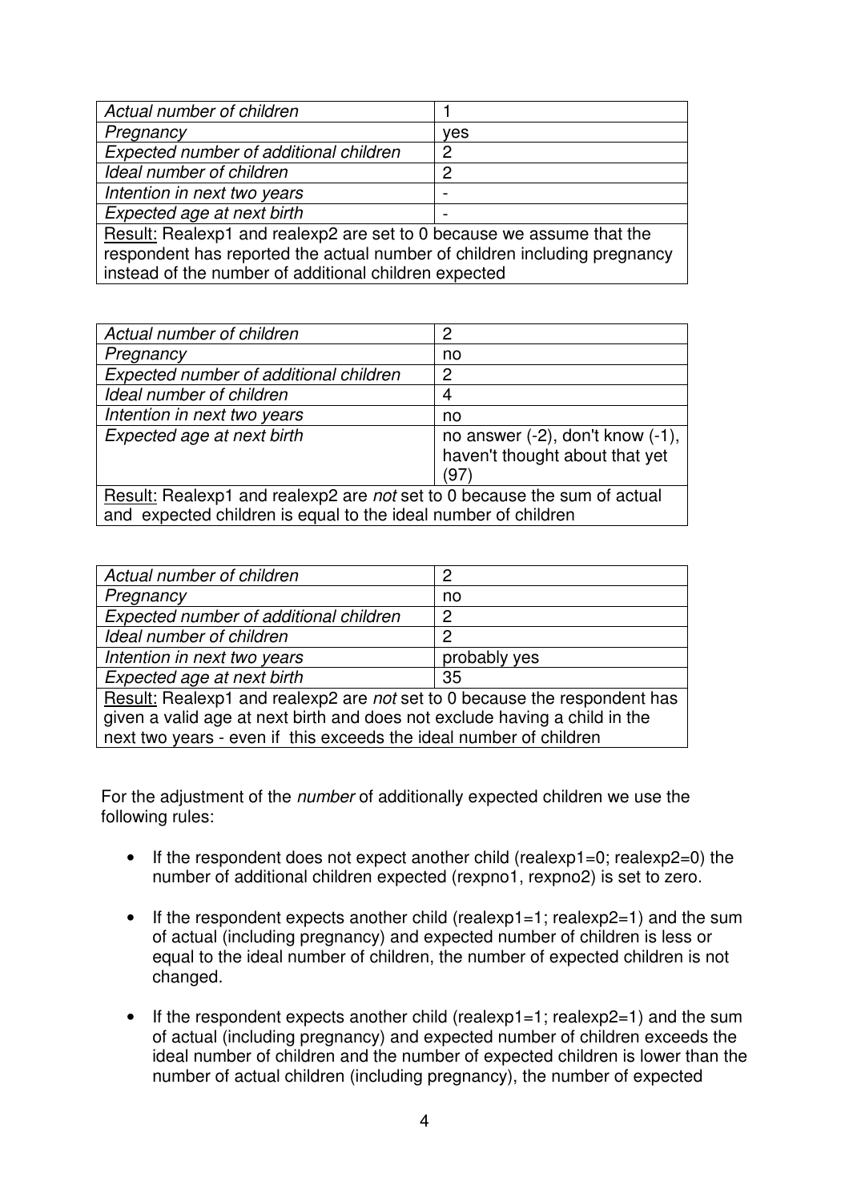| *Actual number of children* | 1 |
|---|---|
| *Pregnancy* | yes |
| *Expected number of additional children* | 2 |
| *Ideal number of children* | 2 |
| *Intention in next two years* | - |
| *Expected age at next birth* | - |
| Result: Realexp1 and realexp2 are set to 0 because we assume that the respondent has reported the actual number of children including pregnancy instead of the number of additional children expected | |

| *Actual number of children* | 2 |
|---|---|
| *Pregnancy* | no |
| *Expected number of additional children* | 2 |
| *Ideal number of children* | 4 |
| *Intention in next two years* | no |
| *Expected age at next birth* | no answer (-2), don't know (-1), haven't thought about that yet (97) |
| Result: Realexp1 and realexp2 are *not* set to 0 because the sum of actual and expected children is equal to the ideal number of children | |

| *Actual number of children* | 2 |
|---|---|
| *Pregnancy* | no |
| *Expected number of additional children* | 2 |
| *Ideal number of children* | 2 |
| *Intention in next two years* | probably yes |
| *Expected age at next birth* | 35 |
| Result: Realexp1 and realexp2 are *not* set to 0 because the respondent has given a valid age at next birth and does not exclude having a child in the next two years - even if this exceeds the ideal number of children | |

For the adjustment of the *number* of additionally expected children we use the following rules:

- If the respondent does not expect another child (realexp1=0; realexp2=0) the number of additional children expected (rexpno1, rexpno2) is set to zero.

- If the respondent expects another child (realexp1=1; realexp2=1) and the sum of actual (including pregnancy) and expected number of children is less or equal to the ideal number of children, the number of expected children is not changed.

- If the respondent expects another child (realexp1=1; realexp2=1) and the sum of actual (including pregnancy) and expected number of children exceeds the ideal number of children and the number of expected children is lower than the number of actual children (including pregnancy), the number of expected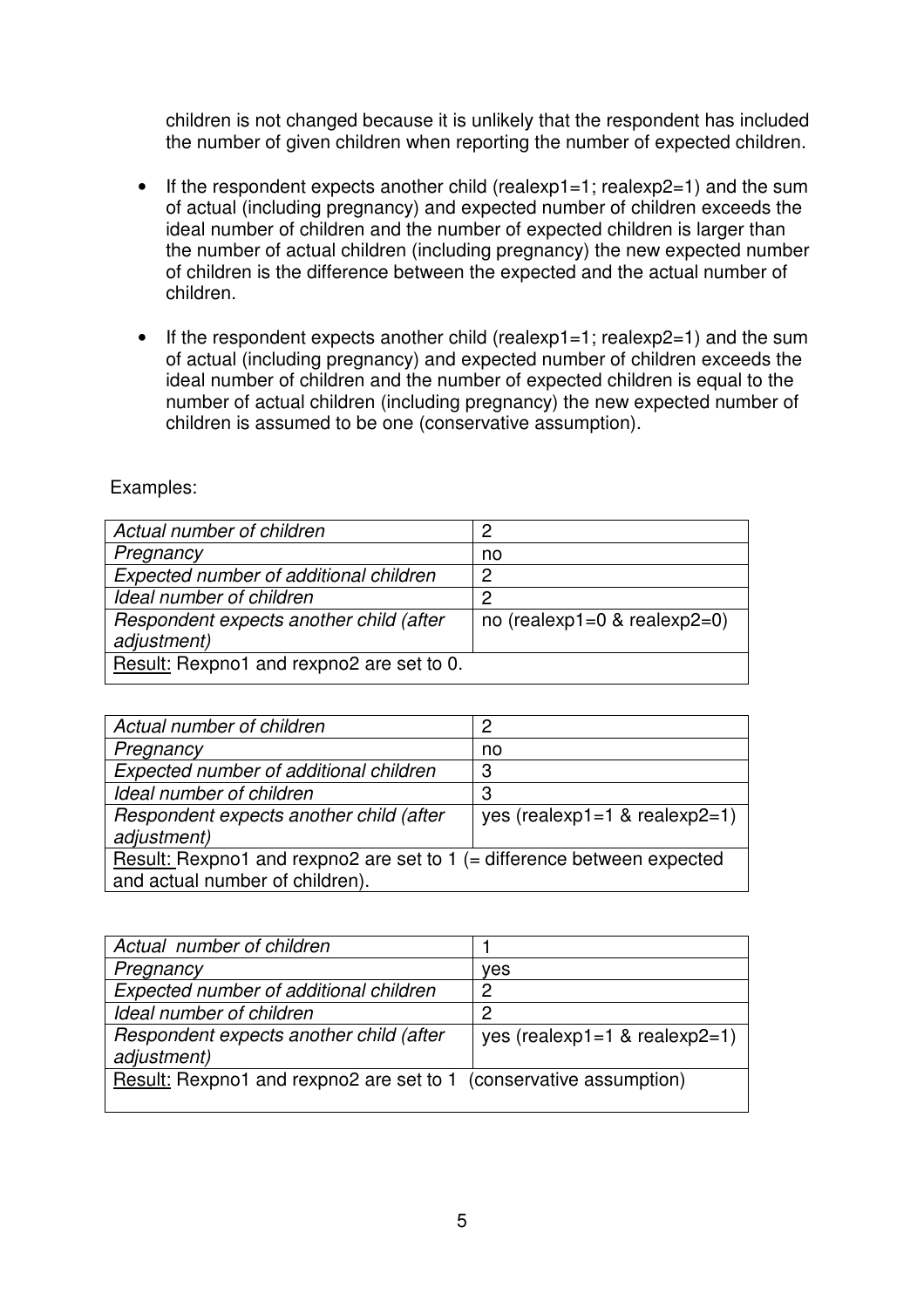children is not changed because it is unlikely that the respondent has included the number of given children when reporting the number of expected children.

- If the respondent expects another child (realexp1=1; realexp2=1) and the sum of actual (including pregnancy) and expected number of children exceeds the ideal number of children and the number of expected children is larger than the number of actual children (including pregnancy) the new expected number of children is the difference between the expected and the actual number of children.

- If the respondent expects another child (realexp1=1; realexp2=1) and the sum of actual (including pregnancy) and expected number of children exceeds the ideal number of children and the number of expected children is equal to the number of actual children (including pregnancy) the new expected number of children is assumed to be one (conservative assumption).

Examples:

| *Actual number of children* | 2 |
|---|---|
| *Pregnancy* | no |
| *Expected number of additional children* | 2 |
| *Ideal number of children* | 2 |
| *Respondent expects another child (after adjustment)* | no (realexp1=0 & realexp2=0) |
| Result: Rexpno1 and rexpno2 are set to 0. | |

| *Actual number of children* | 2 |
|---|---|
| *Pregnancy* | no |
| *Expected number of additional children* | 3 |
| *Ideal number of children* | 3 |
| *Respondent expects another child (after adjustment)* | yes (realexp1=1 & realexp2=1) |
| Result: Rexpno1 and rexpno2 are set to 1 (= difference between expected and actual number of children). | |

| *Actual number of children* | 1 |
|---|---|
| *Pregnancy* | yes |
| *Expected number of additional children* | 2 |
| *Ideal number of children* | 2 |
| *Respondent expects another child (after adjustment)* | yes (realexp1=1 & realexp2=1) |
| Result: Rexpno1 and rexpno2 are set to 1 (conservative assumption) | |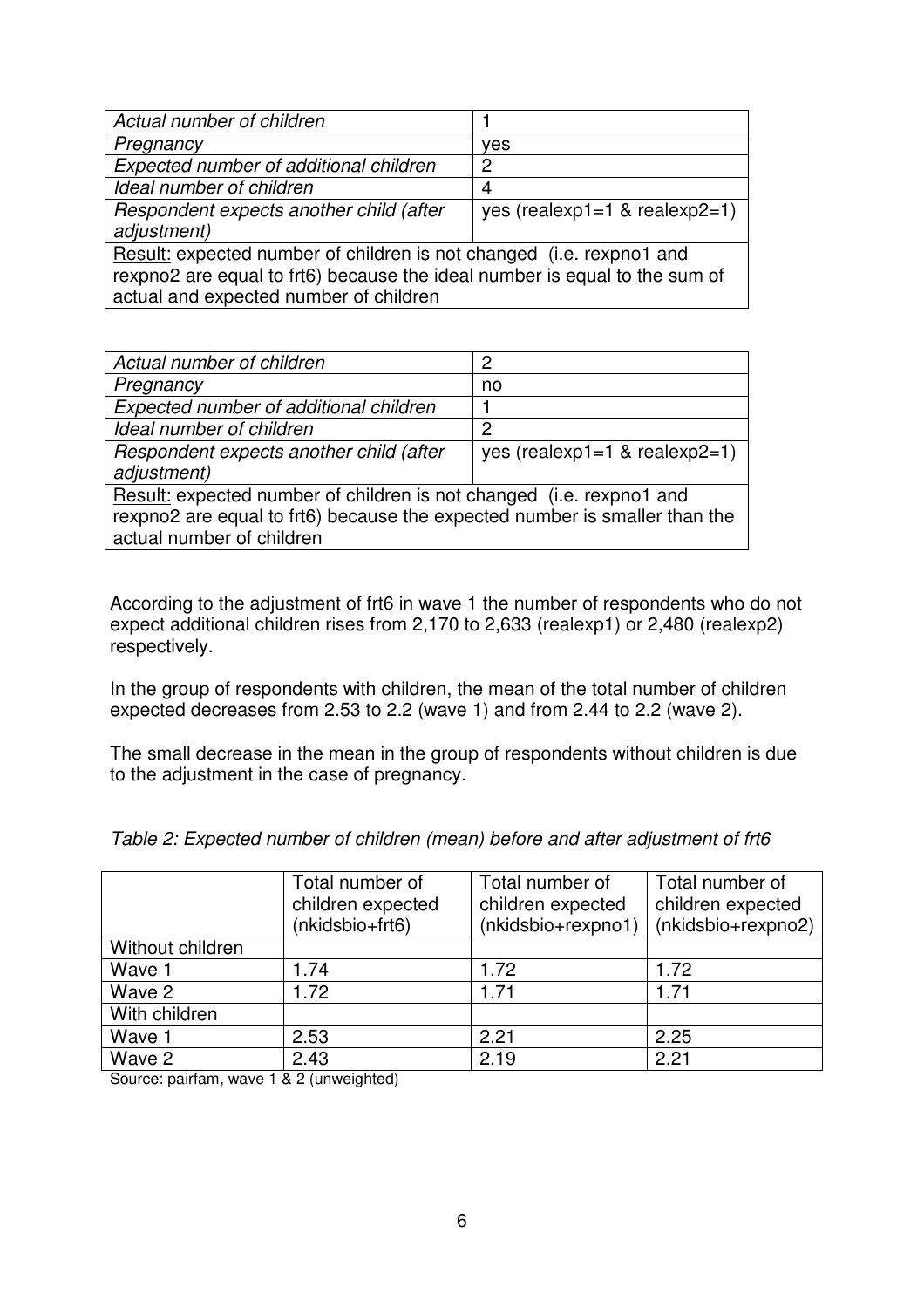| | |
|---|---|
| *Actual number of children* | 1 |
| *Pregnancy* | yes |
| *Expected number of additional children* | 2 |
| *Ideal number of children* | 4 |
| *Respondent expects another child (after adjustment)* | yes (realexp1=1 & realexp2=1) |
| <u>Result:</u> expected number of children is not changed (i.e. rexpno1 and rexpno2 are equal to frt6) because the ideal number is equal to the sum of actual and expected number of children | |

| | |
|---|---|
| *Actual number of children* | 2 |
| *Pregnancy* | no |
| *Expected number of additional children* | 1 |
| *Ideal number of children* | 2 |
| *Respondent expects another child (after adjustment)* | yes (realexp1=1 & realexp2=1) |
| <u>Result:</u> expected number of children is not changed (i.e. rexpno1 and rexpno2 are equal to frt6) because the expected number is smaller than the actual number of children | |

According to the adjustment of frt6 in wave 1 the number of respondents who do not expect additional children rises from 2,170 to 2,633 (realexp1) or 2,480 (realexp2) respectively.

In the group of respondents with children, the mean of the total number of children expected decreases from 2.53 to 2.2 (wave 1) and from 2.44 to 2.2 (wave 2).

The small decrease in the mean in the group of respondents without children is due to the adjustment in the case of pregnancy.

*Table 2: Expected number of children (mean) before and after adjustment of frt6*

| | Total number of children expected (nkidsbio+frt6) | Total number of children expected (nkidsbio+rexpno1) | Total number of children expected (nkidsbio+rexpno2) |
|---|---|---|---|
| Without children | | | |
| Wave 1 | 1.74 | 1.72 | 1.72 |
| Wave 2 | 1.72 | 1.71 | 1.71 |
| With children | | | |
| Wave 1 | 2.53 | 2.21 | 2.25 |
| Wave 2 | 2.43 | 2.19 | 2.21 |

Source: pairfam, wave 1 & 2 (unweighted)